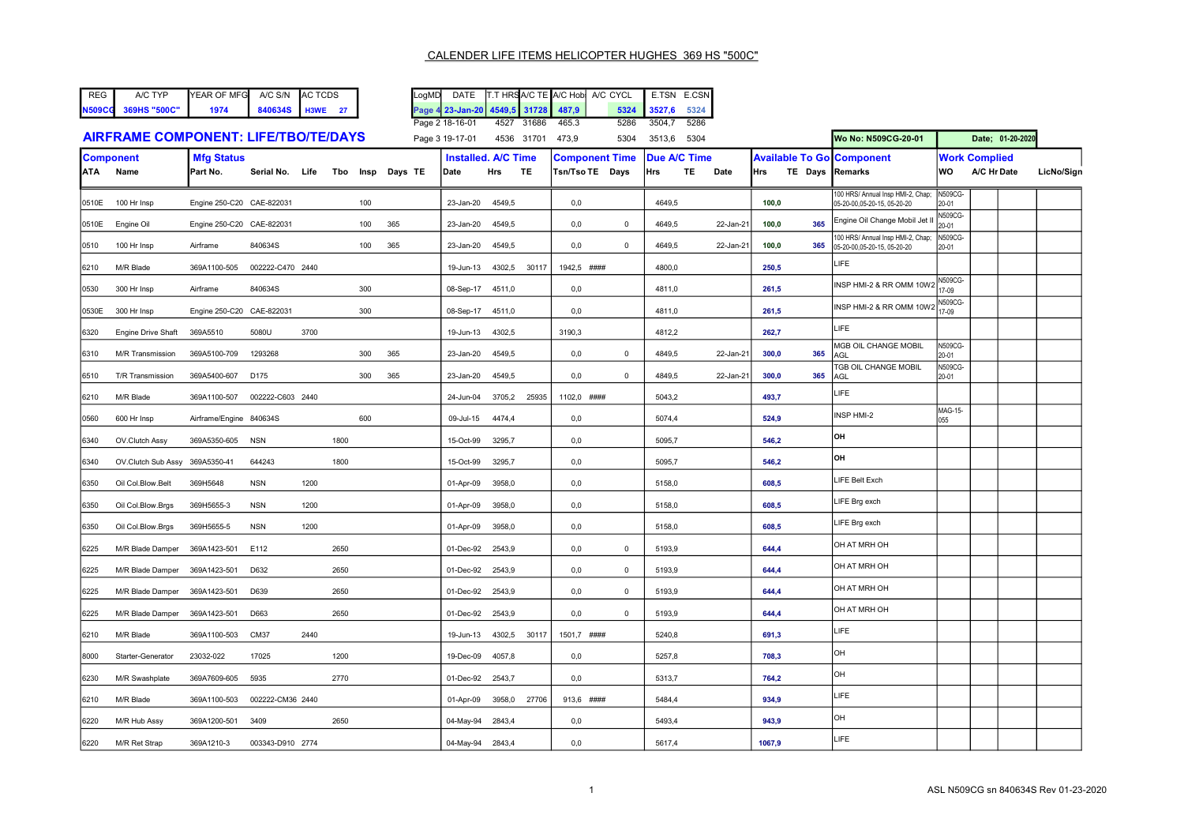# CALENDER LIFE ITEMS HELICOPTER HUGHES 369 HS "500C"

| REG | A/C TYP | YEAR OF MFG | A/C S/N | AC TCDS |
|---|---|---|---|---|
| N509CG | 369HS "500C" | 1974 | 840634S | H3WE 27 |

| LogMD | DATE | T.T HRS | A/C TE | A/C Hob | A/C CYCL | E.TSN | E.CSN |
|---|---|---|---|---|---|---|---|
| Page 4 | 23-Jan-20 | 4549,5 | 31728 | 487,9 | 5324 | 3527,6 | 5324 |
| Page 2 | 18-16-01 | 4527 | 31686 | 465.3 | 5286 | 3504,7 | 5286 |
| Page 3 | 19-17-01 | 4536 | 31701 | 473,9 | 5304 | 3513,6 | 5304 |

## AIRFRAME COMPONENT: LIFE/TBO/TE/DAYS

Wo No: N509CG-20-01 | Date; 01-20-2020

| Component | | Mfg Status | | | | | | | Installed. A/C Time | | | Component Time | | Due A/C Time | | | Available To Go | | | Component | Work Complied | | | |
|---|---|---|---|---|---|---|---|---|---|---|---|---|---|---|---|---|---|---|---|---|---|---|---|---|
| ATA | Name | Part No. | Serial No. | Life | Tbo | Insp | Days | TE | Date | Hrs | TE | Tsn/Tso TE | Days | Hrs | TE | Date | Hrs | TE | Days | Remarks | WO | A/C Hr | Date | LicNo/Sign |
| 0510E | 100 Hr Insp | Engine 250-C20 | CAE-822031 | | | 100 | | | 23-Jan-20 | 4549,5 | | 0,0 | | 4649,5 | | | 100,0 | | | 100 HRS/ Annual Insp HMI-2, Chap; 05-20-00,05-20-15, 05-20-20 | N509CG-20-01 | | | |
| 0510E | Engine Oil | Engine 250-C20 | CAE-822031 | | | 100 | 365 | | 23-Jan-20 | 4549,5 | | 0,0 | 0 | 4649,5 | | 22-Jan-21 | 100,0 | | 365 | Engine Oil Change Mobil Jet II | N509CG-20-01 | | | |
| 0510 | 100 Hr Insp | Airframe | 840634S | | | 100 | 365 | | 23-Jan-20 | 4549,5 | | 0,0 | 0 | 4649,5 | | 22-Jan-21 | 100,0 | | 365 | 100 HRS/ Annual Insp HMI-2, Chap; 05-20-00,05-20-15, 05-20-20 | N509CG-20-01 | | | |
| 6210 | M/R Blade | 369A1100-505 | 002222-C470 | 2440 | | | | | 19-Jun-13 | 4302,5 | 30117 | 1942,5 | #### | 4800,0 | | | 250,5 | | | LIFE | | | | |
| 0530 | 300 Hr Insp | Airframe | 840634S | | | 300 | | | 08-Sep-17 | 4511,0 | | 0,0 | | 4811,0 | | | 261,5 | | | INSP HMI-2 & RR OMM 10W2 | N509CG-17-09 | | | |
| 0530E | 300 Hr Insp | Engine 250-C20 | CAE-822031 | | | 300 | | | 08-Sep-17 | 4511,0 | | 0,0 | | 4811,0 | | | 261,5 | | | INSP HMI-2 & RR OMM 10W2 | N509CG-17-09 | | | |
| 6320 | Engine Drive Shaft | 369A5510 | 5080U | 3700 | | | | | 19-Jun-13 | 4302,5 | | 3190,3 | | 4812,2 | | | 262,7 | | | LIFE | | | | |
| 6310 | M/R Transmission | 369A5100-709 | 1293268 | | | 300 | 365 | | 23-Jan-20 | 4549,5 | | 0,0 | 0 | 4849,5 | | 22-Jan-21 | 300,0 | | 365 | MGB OIL CHANGE MOBIL AGL | N509CG-20-01 | | | |
| 6510 | T/R Transmission | 369A5400-607 | D175 | | | 300 | 365 | | 23-Jan-20 | 4549,5 | | 0,0 | 0 | 4849,5 | | 22-Jan-21 | 300,0 | | 365 | TGB OIL CHANGE MOBIL AGL | N509CG-20-01 | | | |
| 6210 | M/R Blade | 369A1100-507 | 002222-C603 | 2440 | | | | | 24-Jun-04 | 3705,2 | 25935 | 1102,0 | #### | 5043,2 | | | 493,7 | | | LIFE | | | | |
| 0560 | 600 Hr Insp | Airframe/Engine | 840634S | | | 600 | | | 09-Jul-15 | 4474,4 | | 0,0 | | 5074,4 | | | 524,9 | | | INSP HMI-2 | MAG-15-055 | | | |
| 6340 | OV.Clutch Assy | 369A5350-605 | NSN | | 1800 | | | | 15-Oct-99 | 3295,7 | | 0,0 | | 5095,7 | | | 546,2 | | | OH | | | | |
| 6340 | OV.Clutch Sub Assy | 369A5350-41 | 644243 | | 1800 | | | | 15-Oct-99 | 3295,7 | | 0,0 | | 5095,7 | | | 546,2 | | | OH | | | | |
| 6350 | Oil Col.Blow.Belt | 369H5648 | NSN | 1200 | | | | | 01-Apr-09 | 3958,0 | | 0,0 | | 5158,0 | | | 608,5 | | | LIFE Belt Exch | | | | |
| 6350 | Oil Col.Blow.Brgs | 369H5655-3 | NSN | 1200 | | | | | 01-Apr-09 | 3958,0 | | 0,0 | | 5158,0 | | | 608,5 | | | LIFE Brg exch | | | | |
| 6350 | Oil Col.Blow.Brgs | 369H5655-5 | NSN | 1200 | | | | | 01-Apr-09 | 3958,0 | | 0,0 | | 5158,0 | | | 608,5 | | | LIFE Brg exch | | | | |
| 6225 | M/R Blade Damper | 369A1423-501 | E112 | | 2650 | | | | 01-Dec-92 | 2543,9 | | 0,0 | 0 | 5193,9 | | | 644,4 | | | OH AT MRH OH | | | | |
| 6225 | M/R Blade Damper | 369A1423-501 | D632 | | 2650 | | | | 01-Dec-92 | 2543,9 | | 0,0 | 0 | 5193,9 | | | 644,4 | | | OH AT MRH OH | | | | |
| 6225 | M/R Blade Damper | 369A1423-501 | D639 | | 2650 | | | | 01-Dec-92 | 2543,9 | | 0,0 | 0 | 5193,9 | | | 644,4 | | | OH AT MRH OH | | | | |
| 6225 | M/R Blade Damper | 369A1423-501 | D663 | | 2650 | | | | 01-Dec-92 | 2543,9 | | 0,0 | 0 | 5193,9 | | | 644,4 | | | OH AT MRH OH | | | | |
| 6210 | M/R Blade | 369A1100-503 | CM37 | 2440 | | | | | 19-Jun-13 | 4302,5 | 30117 | 1501,7 | #### | 5240,8 | | | 691,3 | | | LIFE | | | | |
| 8000 | Starter-Generator | 23032-022 | 17025 | | 1200 | | | | 19-Dec-09 | 4057,8 | | 0,0 | | 5257,8 | | | 708,3 | | | OH | | | | |
| 6230 | M/R Swashplate | 369A7609-605 | 5935 | | 2770 | | | | 01-Dec-92 | 2543,7 | | 0,0 | | 5313,7 | | | 764,2 | | | OH | | | | |
| 6210 | M/R Blade | 369A1100-503 | 002222-CM36 | 2440 | | | | | 01-Apr-09 | 3958,0 | 27706 | 913,6 | #### | 5484,4 | | | 934,9 | | | LIFE | | | | |
| 6220 | M/R Hub Assy | 369A1200-501 | 3409 | | 2650 | | | | 04-May-94 | 2843,4 | | 0,0 | | 5493,4 | | | 943,9 | | | OH | | | | |
| 6220 | M/R Ret Strap | 369A1210-3 | 003343-D910 | 2774 | | | | | 04-May-94 | 2843,4 | | 0,0 | | 5617,4 | | | 1067,9 | | | LIFE | | | | |

ASL N509CG sn 840634S Rev 01-23-2020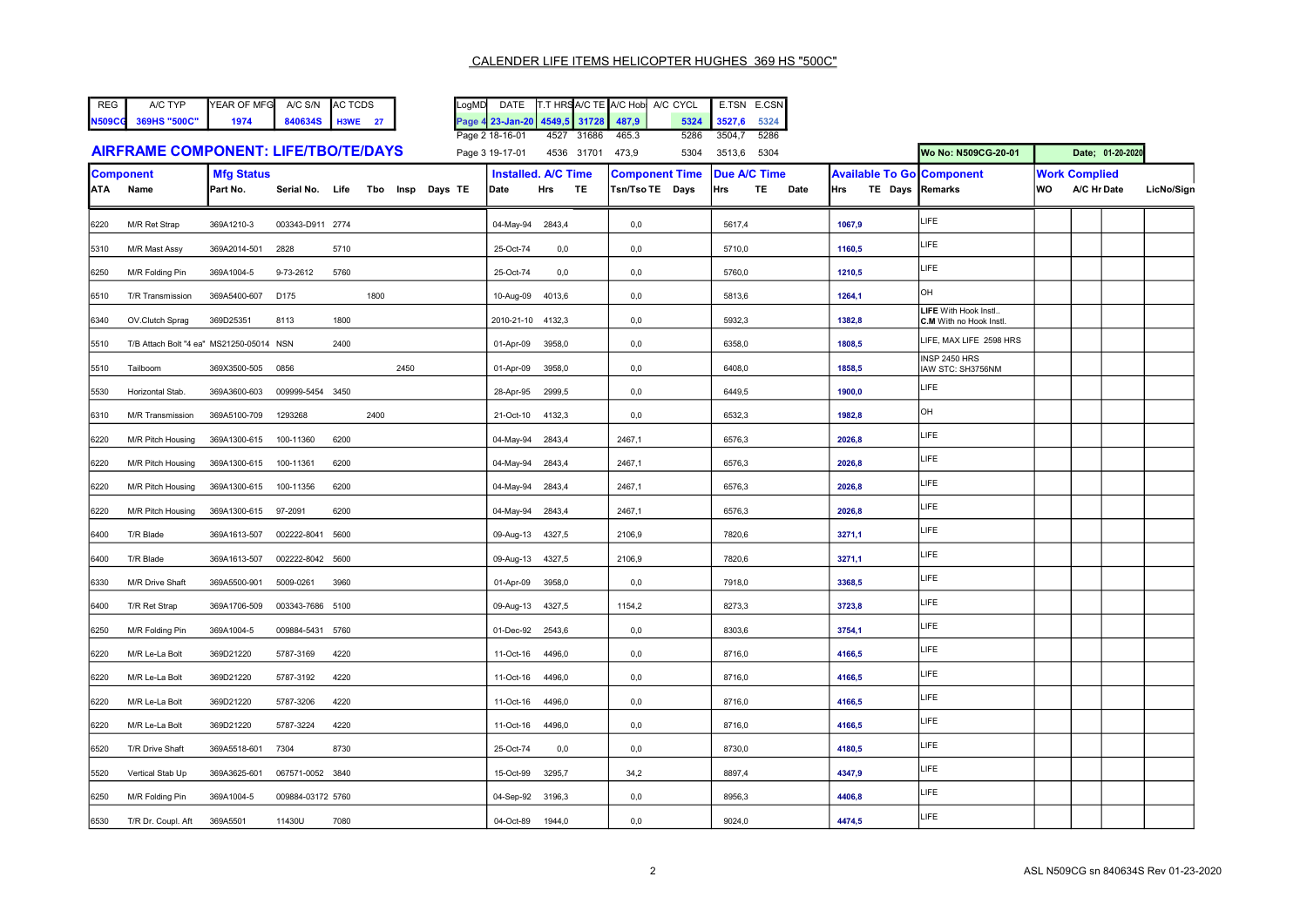# CALENDER LIFE ITEMS HELICOPTER HUGHES 369 HS "500C"

| REG | A/C TYP | YEAR OF MFG | A/C S/N | AC TCDS |
|---|---|---|---|---|
| N509CG | 369HS "500C" | 1974 | 840634S | H3WE 27 |

| LogMD | DATE | T.T HRS | A/C TE | A/C Hob | A/C CYCL | E.TSN | E.CSN |
|---|---|---|---|---|---|---|---|
| Page 4 | 23-Jan-20 | 4549,5 | 31728 | 487,9 | 5324 | 3527,6 | 5324 |
| Page 2 | 18-16-01 | 4527 | 31686 | 465.3 | 5286 | 3504,7 | 5286 |
| Page 3 | 19-17-01 | 4536 | 31701 | 473,9 | 5304 | 3513,6 | 5304 |

## AIRFRAME COMPONENT: LIFE/TBO/TE/DAYS

Wo No: N509CG-20-01 | Date; 01-20-2020

| Component | | Mfg Status | | | | | | | Installed. A/C Time | | | Component Time | | Due A/C Time | | | Available To Go | | | Component | Work Complied | | | |
|---|---|---|---|---|---|---|---|---|---|---|---|---|---|---|---|---|---|---|---|---|---|---|---|---|
| ATA | Name | Part No. | Serial No. | Life | Tbo | Insp | Days | TE | Date | Hrs | TE | Tsn/Tso TE | Days | Hrs | TE | Date | Hrs | TE | Days | Remarks | WO | A/C Hr | Date | LicNo/Sign |
| 6220 | M/R Ret Strap | 369A1210-3 | 003343-D911 | 2774 | | | | | 04-May-94 | 2843,4 | | 0,0 | | 5617,4 | | | 1067,9 | | | LIFE | | | | |
| 5310 | M/R Mast Assy | 369A2014-501 | 2828 | 5710 | | | | | 25-Oct-74 | 0,0 | | 0,0 | | 5710,0 | | | 1160,5 | | | LIFE | | | | |
| 6250 | M/R Folding Pin | 369A1004-5 | 9-73-2612 | 5760 | | | | | 25-Oct-74 | 0,0 | | 0,0 | | 5760,0 | | | 1210,5 | | | LIFE | | | | |
| 6510 | T/R Transmission | 369A5400-607 | D175 | | 1800 | | | | 10-Aug-09 | 4013,6 | | 0,0 | | 5813,6 | | | 1264,1 | | | OH | | | | |
| 6340 | OV.Clutch Sprag | 369D25351 | 8113 | 1800 | | | | | 2010-21-10 | 4132,3 | | 0,0 | | 5932,3 | | | 1382,8 | | | **LIFE** With Hook Instl.. **C.M** With no Hook Instl. | | | | |
| 5510 | T/B Attach Bolt "4 ea" | MS21250-05014 | NSN | 2400 | | | | | 01-Apr-09 | 3958,0 | | 0,0 | | 6358,0 | | | 1808,5 | | | LIFE, MAX LIFE 2598 HRS | | | | |
| 5510 | Tailboom | 369X3500-505 | 0856 | | | 2450 | | | 01-Apr-09 | 3958,0 | | 0,0 | | 6408,0 | | | 1858,5 | | | INSP 2450 HRS IAW STC: SH3756NM | | | | |
| 5530 | Horizontal Stab. | 369A3600-603 | 009999-5454 | 3450 | | | | | 28-Apr-95 | 2999,5 | | 0,0 | | 6449,5 | | | 1900,0 | | | LIFE | | | | |
| 6310 | M/R Transmission | 369A5100-709 | 1293268 | | 2400 | | | | 21-Oct-10 | 4132,3 | | 0,0 | | 6532,3 | | | 1982,8 | | | OH | | | | |
| 6220 | M/R Pitch Housing | 369A1300-615 | 100-11360 | 6200 | | | | | 04-May-94 | 2843,4 | | 2467,1 | | 6576,3 | | | 2026,8 | | | LIFE | | | | |
| 6220 | M/R Pitch Housing | 369A1300-615 | 100-11361 | 6200 | | | | | 04-May-94 | 2843,4 | | 2467,1 | | 6576,3 | | | 2026,8 | | | LIFE | | | | |
| 6220 | M/R Pitch Housing | 369A1300-615 | 100-11356 | 6200 | | | | | 04-May-94 | 2843,4 | | 2467,1 | | 6576,3 | | | 2026,8 | | | LIFE | | | | |
| 6220 | M/R Pitch Housing | 369A1300-615 | 97-2091 | 6200 | | | | | 04-May-94 | 2843,4 | | 2467,1 | | 6576,3 | | | 2026,8 | | | LIFE | | | | |
| 6400 | T/R Blade | 369A1613-507 | 002222-8041 | 5600 | | | | | 09-Aug-13 | 4327,5 | | 2106,9 | | 7820,6 | | | 3271,1 | | | LIFE | | | | |
| 6400 | T/R Blade | 369A1613-507 | 002222-8042 | 5600 | | | | | 09-Aug-13 | 4327,5 | | 2106,9 | | 7820,6 | | | 3271,1 | | | LIFE | | | | |
| 6330 | M/R Drive Shaft | 369A5500-901 | 5009-0261 | 3960 | | | | | 01-Apr-09 | 3958,0 | | 0,0 | | 7918,0 | | | 3368,5 | | | LIFE | | | | |
| 6400 | T/R Ret Strap | 369A1706-509 | 003343-7686 | 5100 | | | | | 09-Aug-13 | 4327,5 | | 1154,2 | | 8273,3 | | | 3723,8 | | | LIFE | | | | |
| 6250 | M/R Folding Pin | 369A1004-5 | 009884-5431 | 5760 | | | | | 01-Dec-92 | 2543,6 | | 0,0 | | 8303,6 | | | 3754,1 | | | LIFE | | | | |
| 6220 | M/R Le-La Bolt | 369D21220 | 5787-3169 | 4220 | | | | | 11-Oct-16 | 4496,0 | | 0,0 | | 8716,0 | | | 4166,5 | | | LIFE | | | | |
| 6220 | M/R Le-La Bolt | 369D21220 | 5787-3192 | 4220 | | | | | 11-Oct-16 | 4496,0 | | 0,0 | | 8716,0 | | | 4166,5 | | | LIFE | | | | |
| 6220 | M/R Le-La Bolt | 369D21220 | 5787-3206 | 4220 | | | | | 11-Oct-16 | 4496,0 | | 0,0 | | 8716,0 | | | 4166,5 | | | LIFE | | | | |
| 6220 | M/R Le-La Bolt | 369D21220 | 5787-3224 | 4220 | | | | | 11-Oct-16 | 4496,0 | | 0,0 | | 8716,0 | | | 4166,5 | | | LIFE | | | | |
| 6520 | T/R Drive Shaft | 369A5518-601 | 7304 | 8730 | | | | | 25-Oct-74 | 0,0 | | 0,0 | | 8730,0 | | | 4180,5 | | | LIFE | | | | |
| 5520 | Vertical Stab Up | 369A3625-601 | 067571-0052 | 3840 | | | | | 15-Oct-99 | 3295,7 | | 34,2 | | 8897,4 | | | 4347,9 | | | LIFE | | | | |
| 6250 | M/R Folding Pin | 369A1004-5 | 009884-03172 | 5760 | | | | | 04-Sep-92 | 3196,3 | | 0,0 | | 8956,3 | | | 4406,8 | | | LIFE | | | | |
| 6530 | T/R Dr. Coupl. Aft | 369A5501 | 11430U | 7080 | | | | | 04-Oct-89 | 1944,0 | | 0,0 | | 9024,0 | | | 4474,5 | | | LIFE | | | | |

ASL N509CG sn 840634S Rev 01-23-2020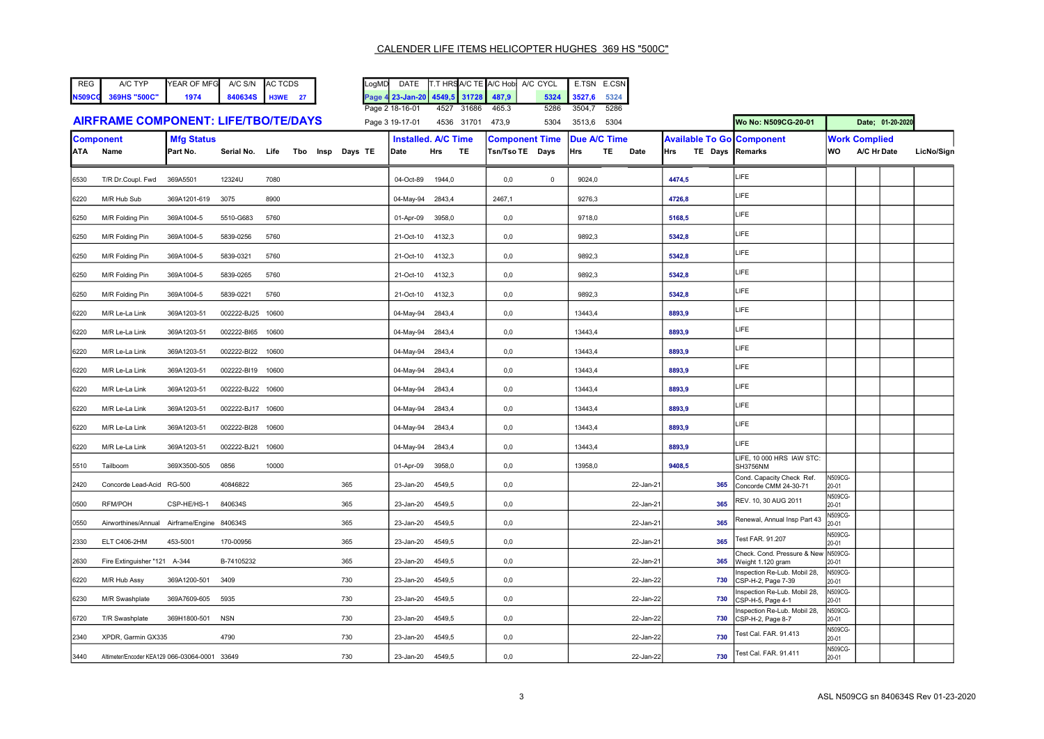# CALENDER LIFE ITEMS HELICOPTER HUGHES 369 HS "500C"

| REG | A/C TYP | YEAR OF MFG | A/C S/N | AC TCDS |
|---|---|---|---|---|
| N509CG | 369HS "500C" | 1974 | 840634S | H3WE 27 |

| LogMD | DATE | T.T HRS | A/C TE | A/C Hobl | A/C CYCL | E.TSN | E.CSN |
|---|---|---|---|---|---|---|---|
| Page 4 | 23-Jan-20 | 4549,5 | 31728 | 487,9 | 5324 | 3527,6 | 5324 |
| Page 2 | 18-16-01 | 4527 | 31686 | 465.3 | 5286 | 3504,7 | 5286 |
| Page 3 | 19-17-01 | 4536 | 31701 | 473,9 | 5304 | 3513,6 | 5304 |

## AIRFRAME COMPONENT: LIFE/TBO/TE/DAYS

Wo No: N509CG-20-01 — Date; 01-20-2020

| Component | | Mfg Status | | | | | | Installed. A/C Time | | | Component Time | | Due A/C Time | | | Available To Go | | | Component | Work Complied | | | |
|---|---|---|---|---|---|---|---|---|---|---|---|---|---|---|---|---|---|---|---|---|---|---|---|
| ATA | Name | Part No. | Serial No. | Life | Tbo | Insp | Days TE | Date | Hrs | TE | Tsn/Tso TE | Days | Hrs | TE | Date | Hrs | TE | Days | Remarks | WO | A/C Hr | Date | LicNo/Sign |
| 6530 | T/R Dr.Coupl. Fwd | 369A5501 | 12324U | 7080 | | | | 04-Oct-89 | 1944,0 | | 0,0 | 0 | 9024,0 | | | 4474,5 | | | LIFE | | | | |
| 6220 | M/R Hub Sub | 369A1201-619 | 3075 | 8900 | | | | 04-May-94 | 2843,4 | | 2467,1 | | 9276,3 | | | 4726,8 | | | LIFE | | | | |
| 6250 | M/R Folding Pin | 369A1004-5 | 5510-G683 | 5760 | | | | 01-Apr-09 | 3958,0 | | 0,0 | | 9718,0 | | | 5168,5 | | | LIFE | | | | |
| 6250 | M/R Folding Pin | 369A1004-5 | 5839-0256 | 5760 | | | | 21-Oct-10 | 4132,3 | | 0,0 | | 9892,3 | | | 5342,8 | | | LIFE | | | | |
| 6250 | M/R Folding Pin | 369A1004-5 | 5839-0321 | 5760 | | | | 21-Oct-10 | 4132,3 | | 0,0 | | 9892,3 | | | 5342,8 | | | LIFE | | | | |
| 6250 | M/R Folding Pin | 369A1004-5 | 5839-0265 | 5760 | | | | 21-Oct-10 | 4132,3 | | 0,0 | | 9892,3 | | | 5342,8 | | | LIFE | | | | |
| 6250 | M/R Folding Pin | 369A1004-5 | 5839-0221 | 5760 | | | | 21-Oct-10 | 4132,3 | | 0,0 | | 9892,3 | | | 5342,8 | | | LIFE | | | | |
| 6220 | M/R Le-La Link | 369A1203-51 | 002222-BJ25 | 10600 | | | | 04-May-94 | 2843,4 | | 0,0 | | 13443,4 | | | 8893,9 | | | LIFE | | | | |
| 6220 | M/R Le-La Link | 369A1203-51 | 002222-BI65 | 10600 | | | | 04-May-94 | 2843,4 | | 0,0 | | 13443,4 | | | 8893,9 | | | LIFE | | | | |
| 6220 | M/R Le-La Link | 369A1203-51 | 002222-BI22 | 10600 | | | | 04-May-94 | 2843,4 | | 0,0 | | 13443,4 | | | 8893,9 | | | LIFE | | | | |
| 6220 | M/R Le-La Link | 369A1203-51 | 002222-BI19 | 10600 | | | | 04-May-94 | 2843,4 | | 0,0 | | 13443,4 | | | 8893,9 | | | LIFE | | | | |
| 6220 | M/R Le-La Link | 369A1203-51 | 002222-BJ22 | 10600 | | | | 04-May-94 | 2843,4 | | 0,0 | | 13443,4 | | | 8893,9 | | | LIFE | | | | |
| 6220 | M/R Le-La Link | 369A1203-51 | 002222-BJ17 | 10600 | | | | 04-May-94 | 2843,4 | | 0,0 | | 13443,4 | | | 8893,9 | | | LIFE | | | | |
| 6220 | M/R Le-La Link | 369A1203-51 | 002222-BI28 | 10600 | | | | 04-May-94 | 2843,4 | | 0,0 | | 13443,4 | | | 8893,9 | | | LIFE | | | | |
| 6220 | M/R Le-La Link | 369A1203-51 | 002222-BJ21 | 10600 | | | | 04-May-94 | 2843,4 | | 0,0 | | 13443,4 | | | 8893,9 | | | LIFE | | | | |
| 5510 | Tailboom | 369X3500-505 | 0856 | 10000 | | | | 01-Apr-09 | 3958,0 | | 0,0 | | 13958,0 | | | 9408,5 | | | LIFE, 10 000 HRS IAW STC: SH3756NM | | | | |
| 2420 | Concorde Lead-Acid | RG-500 | 40846822 | | | | 365 | 23-Jan-20 | 4549,5 | | 0,0 | | | | 22-Jan-21 | | | 365 | Cond. Capacity Check Ref. Concorde CMM 24-30-71 | N509CG-20-01 | | | |
| 0500 | RFM/POH | CSP-HE/HS-1 | 840634S | | | | 365 | 23-Jan-20 | 4549,5 | | 0,0 | | | | 22-Jan-21 | | | 365 | REV. 10, 30 AUG 2011 | N509CG-20-01 | | | |
| 0550 | Airworthines/Annual | Airframe/Engine | 840634S | | | | 365 | 23-Jan-20 | 4549,5 | | 0,0 | | | | 22-Jan-21 | | | 365 | Renewal, Annual Insp Part 43 | N509CG-20-01 | | | |
| 2330 | ELT C406-2HM | 453-5001 | 170-00956 | | | | 365 | 23-Jan-20 | 4549,5 | | 0,0 | | | | 22-Jan-21 | | | 365 | Test FAR. 91.207 | N509CG-20-01 | | | |
| 2630 | Fire Extinguisher "121 | A-344 | B-74105232 | | | | 365 | 23-Jan-20 | 4549,5 | | 0,0 | | | | 22-Jan-21 | | | 365 | Check. Cond. Pressure & New Weight 1.120 gram | N509CG-20-01 | | | |
| 6220 | M/R Hub Assy | 369A1200-501 | 3409 | | | | 730 | 23-Jan-20 | 4549,5 | | 0,0 | | | | 22-Jan-22 | | | 730 | Inspection Re-Lub. Mobil 28, CSP-H-2, Page 7-39 | N509CG-20-01 | | | |
| 6230 | M/R Swashplate | 369A7609-605 | 5935 | | | | 730 | 23-Jan-20 | 4549,5 | | 0,0 | | | | 22-Jan-22 | | | 730 | Inspection Re-Lub. Mobil 28, CSP-H-5, Page 4-1 | N509CG-20-01 | | | |
| 6720 | T/R Swashplate | 369H1800-501 | NSN | | | | 730 | 23-Jan-20 | 4549,5 | | 0,0 | | | | 22-Jan-22 | | | 730 | Inspection Re-Lub. Mobil 28, CSP-H-2, Page 8-7 | N509CG-20-01 | | | |
| 2340 | XPDR, Garmin GX335 | | 4790 | | | | 730 | 23-Jan-20 | 4549,5 | | 0,0 | | | | 22-Jan-22 | | | 730 | Test Cal. FAR. 91.413 | N509CG-20-01 | | | |
| 3440 | Altimeter/Encoder KEA129 | 066-03064-0001 | 33649 | | | | 730 | 23-Jan-20 | 4549,5 | | 0,0 | | | | 22-Jan-22 | | | 730 | Test Cal. FAR. 91.411 | N509CG-20-01 | | | |

ASL N509CG sn 840634S Rev 01-23-2020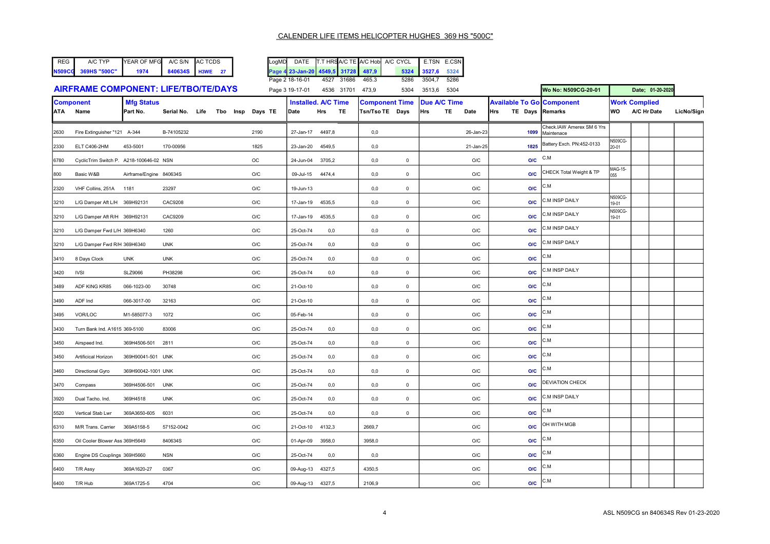# CALENDER LIFE ITEMS HELICOPTER HUGHES 369 HS "500C"

| REG | A/C TYP | YEAR OF MFG | A/C S/N | AC TCDS |
|---|---|---|---|---|
| N509CG | 369HS "500C" | 1974 | 840634S | H3WE 27 |

| LogMD | DATE | T.T HRS | A/C TE | A/C Hob | A/C CYCL | E.TSN | E.CSN |
|---|---|---|---|---|---|---|---|
| Page 4 | 23-Jan-20 | 4549,5 | 31728 | 487,9 | 5324 | 3527,6 | 5324 |
| Page 2 | 18-16-01 | 4527 | 31686 | 465.3 | 5286 | 3504,7 | 5286 |
| Page 3 | 19-17-01 | 4536 | 31701 | 473,9 | 5304 | 3513,6 | 5304 |

## AIRFRAME COMPONENT: LIFE/TBO/TE/DAYS

Wo No: N509CG-20-01 — Date; 01-20-2020

| Component | | Mfg Status | | | | | | | Installed. A/C Time | | | Component Time | | Due A/C Time | | | Available To Go | | | Component | Work Complied | | | |
|---|---|---|---|---|---|---|---|---|---|---|---|---|---|---|---|---|---|---|---|---|---|---|---|---|
| ATA | Name | Part No. | Serial No. | Life | Tbo | Insp | Days | TE | Date | Hrs | TE | Tsn/Tso TE | Days | Hrs | TE | Date | Hrs | TE | Days | Remarks | WO | A/C Hr | Date | LicNo/Sign |
| 2630 | Fire Extinguisher "121 | A-344 | B-74105232 | | | | 2190 | | 27-Jan-17 | 4497,8 | | 0,0 | | | | 26-Jan-23 | | | 1099 | Check.IAW Amerex SM 6 Yrs Maintenace | | | | |
| 2330 | ELT C406-2HM | 453-5001 | 170-00956 | | | | 1825 | | 23-Jan-20 | 4549,5 | | 0,0 | | | | 21-Jan-25 | | | 1825 | Battery Exch. PN:452-0133 | N509CG-20-01 | | | |
| 6780 | CyclicTrim Switch P. | A218-100646-02 | NSN | | | | OC | | 24-Jun-04 | 3705,2 | | 0,0 | 0 | | | O/C | | | O/C | C.M | | | | |
| 800 | Basic W&B | Airframe/Engine | 840634S | | | | O/C | | 09-Jul-15 | 4474,4 | | 0,0 | 0 | | | O/C | | | O/C | CHECK Total Weight & TP | MAG-15-055 | | | |
| 2320 | VHF Collins, 251A | 1181 | 23297 | | | | O/C | | 19-Jun-13 | | | 0,0 | 0 | | | O/C | | | O/C | C.M | | | | |
| 3210 | L/G Damper Aft L/H | 369H92131 | CAC9208 | | | | O/C | | 17-Jan-19 | 4535,5 | | 0,0 | 0 | | | O/C | | | O/C | C.M INSP DAILY | N509CG-19-01 | | | |
| 3210 | L/G Damper Aft R/H | 369H92131 | CAC9209 | | | | O/C | | 17-Jan-19 | 4535,5 | | 0,0 | 0 | | | O/C | | | O/C | C.M INSP DAILY | N509CG-19-01 | | | |
| 3210 | L/G Damper Fwd L/H | 369H6340 | 1260 | | | | O/C | | 25-Oct-74 | 0,0 | | 0,0 | 0 | | | O/C | | | O/C | C.M INSP DAILY | | | | |
| 3210 | L/G Damper Fwd R/H | 369H6340 | UNK | | | | O/C | | 25-Oct-74 | 0,0 | | 0,0 | 0 | | | O/C | | | O/C | C.M INSP DAILY | | | | |
| 3410 | 8 Days Clock | UNK | UNK | | | | O/C | | 25-Oct-74 | 0,0 | | 0,0 | 0 | | | O/C | | | O/C | C.M | | | | |
| 3420 | IVSI | SLZ9066 | PH38298 | | | | O/C | | 25-Oct-74 | 0,0 | | 0,0 | 0 | | | O/C | | | O/C | C.M INSP DAILY | | | | |
| 3489 | ADF KING KR85 | 066-1023-00 | 30748 | | | | O/C | | 21-Oct-10 | | | 0,0 | 0 | | | O/C | | | O/C | C.M | | | | |
| 3490 | ADF Ind | 066-3017-00 | 32163 | | | | O/C | | 21-Oct-10 | | | 0,0 | 0 | | | O/C | | | O/C | C.M | | | | |
| 3495 | VOR/LOC | M1-585077-3 | 1072 | | | | O/C | | 05-Feb-14 | | | 0,0 | 0 | | | O/C | | | O/C | C.M | | | | |
| 3430 | Turn Bank Ind. A1615 | 369-5100 | 83006 | | | | O/C | | 25-Oct-74 | 0,0 | | 0,0 | 0 | | | O/C | | | O/C | C.M | | | | |
| 3450 | Airspeed Ind. | 369H4506-501 | 2811 | | | | O/C | | 25-Oct-74 | 0,0 | | 0,0 | 0 | | | O/C | | | O/C | C.M | | | | |
| 3450 | Artificical Horizon | 369H90041-501 | UNK | | | | O/C | | 25-Oct-74 | 0,0 | | 0,0 | 0 | | | O/C | | | O/C | C.M | | | | |
| 3460 | Directional Gyro | 369H90042-1001 | UNK | | | | O/C | | 25-Oct-74 | 0,0 | | 0,0 | 0 | | | O/C | | | O/C | C.M | | | | |
| 3470 | Compass | 369H4506-501 | UNK | | | | O/C | | 25-Oct-74 | 0,0 | | 0,0 | 0 | | | O/C | | | O/C | DEVIATION CHECK | | | | |
| 3920 | Dual Tacho. Ind. | 369H4518 | UNK | | | | O/C | | 25-Oct-74 | 0,0 | | 0,0 | 0 | | | O/C | | | O/C | C.M INSP DAILY | | | | |
| 5520 | Vertical Stab Lwr | 369A3650-605 | 6031 | | | | O/C | | 25-Oct-74 | 0,0 | | 0,0 | 0 | | | O/C | | | O/C | C.M | | | | |
| 6310 | M/R Trans. Carrier | 369A5158-5 | 57152-0042 | | | | O/C | | 21-Oct-10 | 4132,3 | | 2669,7 | | | | O/C | | | O/C | OH WITH MGB | | | | |
| 6350 | Oil Cooler Blower Ass | 369H5649 | 840634S | | | | O/C | | 01-Apr-09 | 3958,0 | | 3958,0 | | | | O/C | | | O/C | C.M | | | | |
| 6360 | Engine DS Couplings | 369H5660 | NSN | | | | O/C | | 25-Oct-74 | 0,0 | | 0,0 | | | | O/C | | | O/C | C.M | | | | |
| 6400 | T/R Assy | 369A1620-27 | 0367 | | | | O/C | | 09-Aug-13 | 4327,5 | | 4350,5 | | | | O/C | | | O/C | C.M | | | | |
| 6400 | T/R Hub | 369A1725-5 | 4704 | | | | O/C | | 09-Aug-13 | 4327,5 | | 2106,9 | | | | O/C | | | O/C | C.M | | | | |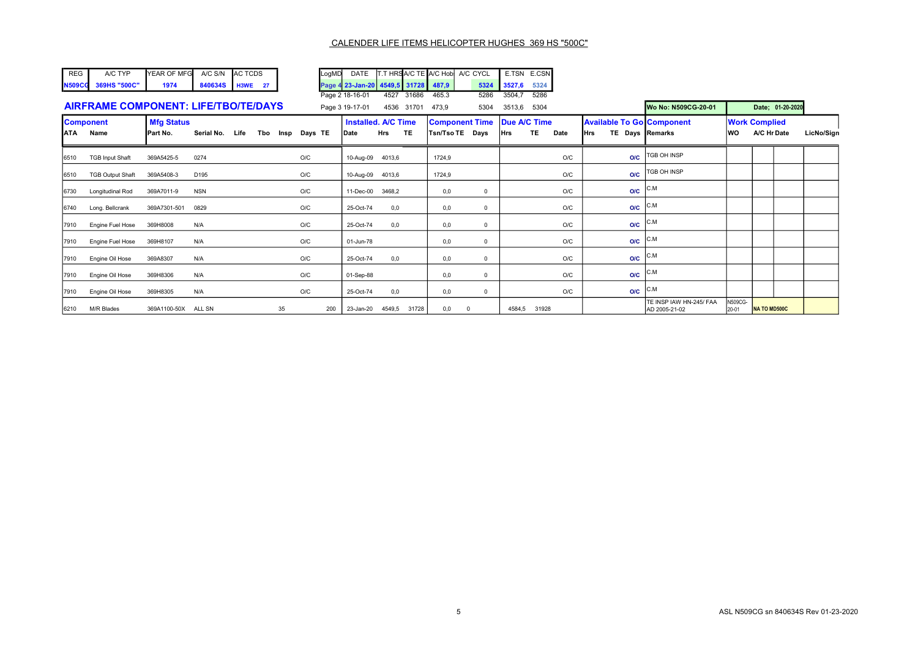# CALENDER LIFE ITEMS HELICOPTER HUGHES 369 HS "500C"

| REG | A/C TYP | YEAR OF MFG | A/C S/N | AC TCDS |
|---|---|---|---|---|
| N509CG | 369HS "500C" | 1974 | 840634S | H3WE 27 |

| LogMD | DATE | T.T HRS | A/C TE | A/C Hobl | A/C CYCL | E.TSN | E.CSN |
|---|---|---|---|---|---|---|---|
| Page 4 | 23-Jan-20 | 4549,5 | 31728 | 487,9 | 5324 | 3527,6 | 5324 |
| Page 2 | 18-16-01 | 4527 | 31686 | 465.3 | 5286 | 3504,7 | 5286 |
| Page 3 | 19-17-01 | 4536 | 31701 | 473,9 | 5304 | 3513,6 | 5304 |

## AIRFRAME COMPONENT: LIFE/TBO/TE/DAYS

Wo No: N509CG-20-01 | Date; 01-20-2020

| Component | | Mfg Status | | | | | Days | TE | Installed. A/C Time | | | Component Time | | Due A/C Time | | | Available To Go | | | Component | Work Complied | | | |
|---|---|---|---|---|---|---|---|---|---|---|---|---|---|---|---|---|---|---|---|---|---|---|---|---|
| ATA | Name | Part No. | Serial No. | Life | Tbo | Insp | Days | TE | Date | Hrs | TE | Tsn/Tso TE | Days | Hrs | TE | Date | Hrs | TE | Days | Remarks | WO | A/C Hr | Date | LicNo/Sign |
| 6510 | TGB Input Shaft | 369A5425-5 | 0274 | | | | O/C | | 10-Aug-09 | 4013,6 | | 1724,9 | | | | O/C | | | O/C | TGB OH INSP | | | | |
| 6510 | TGB Output Shaft | 369A5408-3 | D195 | | | | O/C | | 10-Aug-09 | 4013,6 | | 1724,9 | | | | O/C | | | O/C | TGB OH INSP | | | | |
| 6730 | Longitudinal Rod | 369A7011-9 | NSN | | | | O/C | | 11-Dec-00 | 3468,2 | | 0,0 | 0 | | | O/C | | | O/C | C,M | | | | |
| 6740 | Long. Bellcrank | 369A7301-501 | 0829 | | | | O/C | | 25-Oct-74 | 0,0 | | 0,0 | 0 | | | O/C | | | O/C | C,M | | | | |
| 7910 | Engine Fuel Hose | 369H8008 | N/A | | | | O/C | | 25-Oct-74 | 0,0 | | 0,0 | 0 | | | O/C | | | O/C | C,M | | | | |
| 7910 | Engine Fuel Hose | 369H8107 | N/A | | | | O/C | | 01-Jun-78 | | | 0,0 | 0 | | | O/C | | | O/C | C,M | | | | |
| 7910 | Engine Oil Hose | 369A8307 | N/A | | | | O/C | | 25-Oct-74 | 0,0 | | 0,0 | 0 | | | O/C | | | O/C | C,M | | | | |
| 7910 | Engine Oil Hose | 369H8306 | N/A | | | | O/C | | 01-Sep-88 | | | 0,0 | 0 | | | O/C | | | O/C | C,M | | | | |
| 7910 | Engine Oil Hose | 369H8305 | N/A | | | | O/C | | 25-Oct-74 | 0,0 | | 0,0 | 0 | | | O/C | | | O/C | C,M | | | | |
| 6210 | M/R Blades | 369A1100-50X | ALL SN | | | 35 | | 200 | 23-Jan-20 | 4549,5 | 31728 | 0,0 | 0 | 4584,5 | 31928 | | | | | TE INSP IAW HN-245/ FAA AD 2005-21-02 | N509CG-20-01 | NA TO MD500C | | |

ASL N509CG sn 840634S Rev 01-23-2020